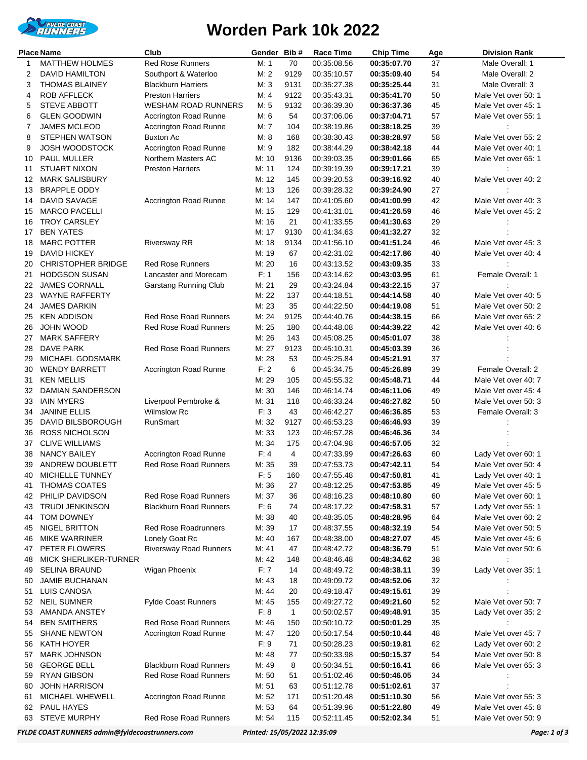# Worden Park 10k 2022

| Place | Name | Club | Gender | Bib # | Race Time | Chip Time | Age | Division Rank |
|---|---|---|---|---|---|---|---|---|
| 1 | MATTHEW HOLMES | Red Rose Runners | M: 1 | 70 | 00:35:08.56 | **00:35:07.70** | 37 | Male Overall: 1 |
| 2 | DAVID HAMILTON | Southport & Waterloo | M: 2 | 9129 | 00:35:10.57 | **00:35:09.40** | 54 | Male Overall: 2 |
| 3 | THOMAS BLAINEY | Blackburn Harriers | M: 3 | 9131 | 00:35:27.38 | **00:35:25.44** | 31 | Male Overall: 3 |
| 4 | ROB AFFLECK | Preston Harriers | M: 4 | 9122 | 00:35:43.31 | **00:35:41.70** | 50 | Male Vet over 50: 1 |
| 5 | STEVE ABBOTT | WESHAM ROAD RUNNERS | M: 5 | 9132 | 00:36:39.30 | **00:36:37.36** | 45 | Male Vet over 45: 1 |
| 6 | GLEN GOODWIN | Accrington Road Runne | M: 6 | 54 | 00:37:06.06 | **00:37:04.71** | 57 | Male Vet over 55: 1 |
| 7 | JAMES MCLEOD | Accrington Road Runne | M: 7 | 104 | 00:38:19.86 | **00:38:18.25** | 39 | : |
| 8 | STEPHEN WATSON | Buxton Ac | M: 8 | 168 | 00:38:30.43 | **00:38:28.97** | 58 | Male Vet over 55: 2 |
| 9 | JOSH WOODSTOCK | Accrington Road Runne | M: 9 | 182 | 00:38:44.29 | **00:38:42.18** | 44 | Male Vet over 40: 1 |
| 10 | PAUL MULLER | Northern Masters AC | M: 10 | 9136 | 00:39:03.35 | **00:39:01.66** | 65 | Male Vet over 65: 1 |
| 11 | STUART NIXON | Preston Harriers | M: 11 | 124 | 00:39:19.39 | **00:39:17.21** | 39 | : |
| 12 | MARK SALISBURY | | M: 12 | 145 | 00:39:20.53 | **00:39:16.92** | 40 | Male Vet over 40: 2 |
| 13 | BRAPPLE ODDY | | M: 13 | 126 | 00:39:28.32 | **00:39:24.90** | 27 | : |
| 14 | DAVID SAVAGE | Accrington Road Runne | M: 14 | 147 | 00:41:05.60 | **00:41:00.99** | 42 | Male Vet over 40: 3 |
| 15 | MARCO PACELLI | | M: 15 | 129 | 00:41:31.01 | **00:41:26.59** | 46 | Male Vet over 45: 2 |
| 16 | TROY CARSLEY | | M: 16 | 21 | 00:41:33.55 | **00:41:30.63** | 29 | : |
| 17 | BEN YATES | | M: 17 | 9130 | 00:41:34.63 | **00:41:32.27** | 32 | : |
| 18 | MARC POTTER | Riversway RR | M: 18 | 9134 | 00:41:56.10 | **00:41:51.24** | 46 | Male Vet over 45: 3 |
| 19 | DAVID HICKEY | | M: 19 | 67 | 00:42:31.02 | **00:42:17.86** | 40 | Male Vet over 40: 4 |
| 20 | CHRISTOPHER BRIDGE | Red Rose Runners | M: 20 | 16 | 00:43:13.52 | **00:43:09.35** | 33 | : |
| 21 | HODGSON SUSAN | Lancaster and Morecam | F: 1 | 156 | 00:43:14.62 | **00:43:03.95** | 61 | Female Overall: 1 |
| 22 | JAMES CORNALL | Garstang Running Club | M: 21 | 29 | 00:43:24.84 | **00:43:22.15** | 37 | : |
| 23 | WAYNE RAFFERTY | | M: 22 | 137 | 00:44:18.51 | **00:44:14.58** | 40 | Male Vet over 40: 5 |
| 24 | JAMES DARKIN | | M: 23 | 35 | 00:44:22.50 | **00:44:19.08** | 51 | Male Vet over 50: 2 |
| 25 | KEN ADDISON | Red Rose Road Runners | M: 24 | 9125 | 00:44:40.76 | **00:44:38.15** | 66 | Male Vet over 65: 2 |
| 26 | JOHN WOOD | Red Rose Road Runners | M: 25 | 180 | 00:44:48.08 | **00:44:39.22** | 42 | Male Vet over 40: 6 |
| 27 | MARK SAFFERY | | M: 26 | 143 | 00:45:08.25 | **00:45:01.07** | 38 | : |
| 28 | DAVE PARK | Red Rose Road Runners | M: 27 | 9123 | 00:45:10.31 | **00:45:03.39** | 36 | : |
| 29 | MICHAEL GODSMARK | | M: 28 | 53 | 00:45:25.84 | **00:45:21.91** | 37 | : |
| 30 | WENDY BARRETT | Accrington Road Runne | F: 2 | 6 | 00:45:34.75 | **00:45:26.89** | 39 | Female Overall: 2 |
| 31 | KEN MELLIS | | M: 29 | 105 | 00:45:55.32 | **00:45:48.71** | 44 | Male Vet over 40: 7 |
| 32 | DAMIAN SANDERSON | | M: 30 | 146 | 00:46:14.74 | **00:46:11.06** | 49 | Male Vet over 45: 4 |
| 33 | IAIN MYERS | Liverpool Pembroke & | M: 31 | 118 | 00:46:33.24 | **00:46:27.82** | 50 | Male Vet over 50: 3 |
| 34 | JANINE ELLIS | Wilmslow Rc | F: 3 | 43 | 00:46:42.27 | **00:46:36.85** | 53 | Female Overall: 3 |
| 35 | DAVID BILSBOROUGH | RunSmart | M: 32 | 9127 | 00:46:53.23 | **00:46:46.93** | 39 | : |
| 36 | ROSS NICHOLSON | | M: 33 | 123 | 00:46:57.28 | **00:46:46.36** | 34 | : |
| 37 | CLIVE WILLIAMS | | M: 34 | 175 | 00:47:04.98 | **00:46:57.05** | 32 | : |
| 38 | NANCY BAILEY | Accrington Road Runne | F: 4 | 4 | 00:47:33.99 | **00:47:26.63** | 60 | Lady Vet over 60: 1 |
| 39 | ANDREW DOUBLETT | Red Rose Road Runners | M: 35 | 39 | 00:47:53.73 | **00:47:42.11** | 54 | Male Vet over 50: 4 |
| 40 | MICHELLE TUNNEY | | F: 5 | 160 | 00:47:55.48 | **00:47:50.81** | 41 | Lady Vet over 40: 1 |
| 41 | THOMAS COATES | | M: 36 | 27 | 00:48:12.25 | **00:47:53.85** | 49 | Male Vet over 45: 5 |
| 42 | PHILIP DAVIDSON | Red Rose Road Runners | M: 37 | 36 | 00:48:16.23 | **00:48:10.80** | 60 | Male Vet over 60: 1 |
| 43 | TRUDI JENKINSON | Blackburn Road Runners | F: 6 | 74 | 00:48:17.22 | **00:47:58.31** | 57 | Lady Vet over 55: 1 |
| 44 | TOM DOWNEY | | M: 38 | 40 | 00:48:35.05 | **00:48:28.95** | 64 | Male Vet over 60: 2 |
| 45 | NIGEL BRITTON | Red Rose Roadrunners | M: 39 | 17 | 00:48:37.55 | **00:48:32.19** | 54 | Male Vet over 50: 5 |
| 46 | MIKE WARRINER | Lonely Goat Rc | M: 40 | 167 | 00:48:38.00 | **00:48:27.07** | 45 | Male Vet over 45: 6 |
| 47 | PETER FLOWERS | Riversway Road Runners | M: 41 | 47 | 00:48:42.72 | **00:48:36.79** | 51 | Male Vet over 50: 6 |
| 48 | MICK SHERLIKER-TURNER | | M: 42 | 148 | 00:48:46.48 | **00:48:34.62** | 38 | : |
| 49 | SELINA BRAUND | Wigan Phoenix | F: 7 | 14 | 00:48:49.72 | **00:48:38.11** | 39 | Lady Vet over 35: 1 |
| 50 | JAMIE BUCHANAN | | M: 43 | 18 | 00:49:09.72 | **00:48:52.06** | 32 | : |
| 51 | LUIS CANOSA | | M: 44 | 20 | 00:49:18.47 | **00:49:15.61** | 39 | : |
| 52 | NEIL SUMNER | Fylde Coast Runners | M: 45 | 155 | 00:49:27.72 | **00:49:21.60** | 52 | Male Vet over 50: 7 |
| 53 | AMANDA ANSTEY | | F: 8 | 1 | 00:50:02.57 | **00:49:48.91** | 35 | Lady Vet over 35: 2 |
| 54 | BEN SMITHERS | Red Rose Road Runners | M: 46 | 150 | 00:50:10.72 | **00:50:01.29** | 35 | : |
| 55 | SHANE NEWTON | Accrington Road Runne | M: 47 | 120 | 00:50:17.54 | **00:50:10.44** | 48 | Male Vet over 45: 7 |
| 56 | KATH HOYER | | F: 9 | 71 | 00:50:28.23 | **00:50:19.81** | 62 | Lady Vet over 60: 2 |
| 57 | MARK JOHNSON | | M: 48 | 77 | 00:50:33.98 | **00:50:15.37** | 54 | Male Vet over 50: 8 |
| 58 | GEORGE BELL | Blackburn Road Runners | M: 49 | 8 | 00:50:34.51 | **00:50:16.41** | 66 | Male Vet over 65: 3 |
| 59 | RYAN GIBSON | Red Rose Road Runners | M: 50 | 51 | 00:51:02.46 | **00:50:46.05** | 34 | : |
| 60 | JOHN HARRISON | | M: 51 | 63 | 00:51:12.78 | **00:51:02.61** | 37 | : |
| 61 | MICHAEL WHEWELL | Accrington Road Runne | M: 52 | 171 | 00:51:20.48 | **00:51:10.30** | 56 | Male Vet over 55: 3 |
| 62 | PAUL HAYES | | M: 53 | 64 | 00:51:39.96 | **00:51:22.80** | 49 | Male Vet over 45: 8 |
| 63 | STEVE MURPHY | Red Rose Road Runners | M: 54 | 115 | 00:52:11.45 | **00:52:02.34** | 51 | Male Vet over 50: 9 |

*FYLDE COAST RUNNERS admin@fyldecoastrunners.com* *Printed: 15/05/2022 12:35:09*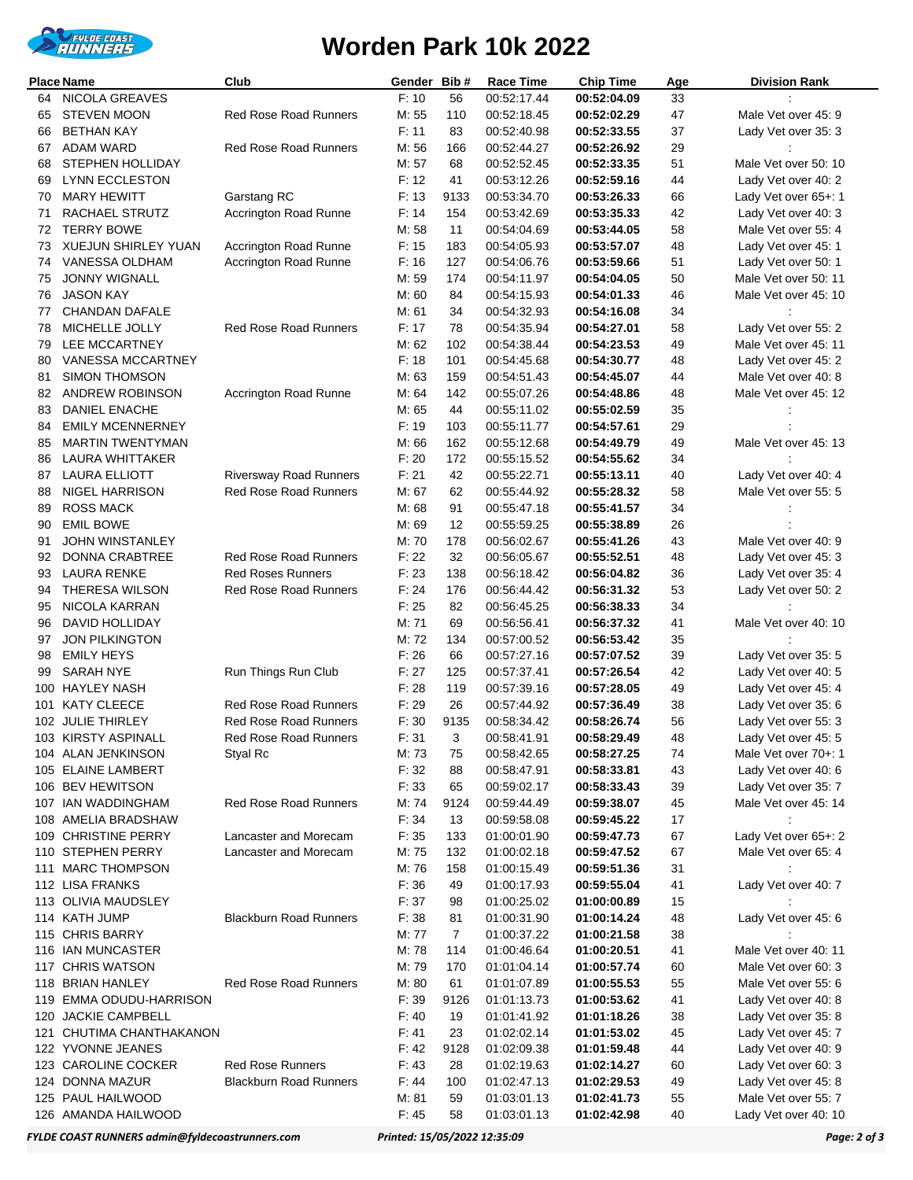# Worden Park 10k 2022

| Place | Name | Club | Gender | Bib # | Race Time | Chip Time | Age | Division Rank |
|---|---|---|---|---|---|---|---|---|
| 64 | NICOLA GREAVES | | F: 10 | 56 | 00:52:17.44 | **00:52:04.09** | 33 | : |
| 65 | STEVEN MOON | Red Rose Road Runners | M: 55 | 110 | 00:52:18.45 | **00:52:02.29** | 47 | Male Vet over 45: 9 |
| 66 | BETHAN KAY | | F: 11 | 83 | 00:52:40.98 | **00:52:33.55** | 37 | Lady Vet over 35: 3 |
| 67 | ADAM WARD | Red Rose Road Runners | M: 56 | 166 | 00:52:44.27 | **00:52:26.92** | 29 | : |
| 68 | STEPHEN HOLLIDAY | | M: 57 | 68 | 00:52:52.45 | **00:52:33.35** | 51 | Male Vet over 50: 10 |
| 69 | LYNN ECCLESTON | | F: 12 | 41 | 00:53:12.26 | **00:52:59.16** | 44 | Lady Vet over 40: 2 |
| 70 | MARY HEWITT | Garstang RC | F: 13 | 9133 | 00:53:34.70 | **00:53:26.33** | 66 | Lady Vet over 65+: 1 |
| 71 | RACHAEL STRUTZ | Accrington Road Runne | F: 14 | 154 | 00:53:42.69 | **00:53:35.33** | 42 | Lady Vet over 40: 3 |
| 72 | TERRY BOWE | | M: 58 | 11 | 00:54:04.69 | **00:53:44.05** | 58 | Male Vet over 55: 4 |
| 73 | XUEJUN SHIRLEY YUAN | Accrington Road Runne | F: 15 | 183 | 00:54:05.93 | **00:53:57.07** | 48 | Lady Vet over 45: 1 |
| 74 | VANESSA OLDHAM | Accrington Road Runne | F: 16 | 127 | 00:54:06.76 | **00:53:59.66** | 51 | Lady Vet over 50: 1 |
| 75 | JONNY WIGNALL | | M: 59 | 174 | 00:54:11.97 | **00:54:04.05** | 50 | Male Vet over 50: 11 |
| 76 | JASON KAY | | M: 60 | 84 | 00:54:15.93 | **00:54:01.33** | 46 | Male Vet over 45: 10 |
| 77 | CHANDAN DAFALE | | M: 61 | 34 | 00:54:32.93 | **00:54:16.08** | 34 | : |
| 78 | MICHELLE JOLLY | Red Rose Road Runners | F: 17 | 78 | 00:54:35.94 | **00:54:27.01** | 58 | Lady Vet over 55: 2 |
| 79 | LEE MCCARTNEY | | M: 62 | 102 | 00:54:38.44 | **00:54:23.53** | 49 | Male Vet over 45: 11 |
| 80 | VANESSA MCCARTNEY | | F: 18 | 101 | 00:54:45.68 | **00:54:30.77** | 48 | Lady Vet over 45: 2 |
| 81 | SIMON THOMSON | | M: 63 | 159 | 00:54:51.43 | **00:54:45.07** | 44 | Male Vet over 40: 8 |
| 82 | ANDREW ROBINSON | Accrington Road Runne | M: 64 | 142 | 00:55:07.26 | **00:54:48.86** | 48 | Male Vet over 45: 12 |
| 83 | DANIEL ENACHE | | M: 65 | 44 | 00:55:11.02 | **00:55:02.59** | 35 | : |
| 84 | EMILY MCENNERNEY | | F: 19 | 103 | 00:55:11.77 | **00:54:57.61** | 29 | : |
| 85 | MARTIN TWENTYMAN | | M: 66 | 162 | 00:55:12.68 | **00:54:49.79** | 49 | Male Vet over 45: 13 |
| 86 | LAURA WHITTAKER | | F: 20 | 172 | 00:55:15.52 | **00:54:55.62** | 34 | : |
| 87 | LAURA ELLIOTT | Riversway Road Runners | F: 21 | 42 | 00:55:22.71 | **00:55:13.11** | 40 | Lady Vet over 40: 4 |
| 88 | NIGEL HARRISON | Red Rose Road Runners | M: 67 | 62 | 00:55:44.92 | **00:55:28.32** | 58 | Male Vet over 55: 5 |
| 89 | ROSS MACK | | M: 68 | 91 | 00:55:47.18 | **00:55:41.57** | 34 | : |
| 90 | EMIL BOWE | | M: 69 | 12 | 00:55:59.25 | **00:55:38.89** | 26 | : |
| 91 | JOHN WINSTANLEY | | M: 70 | 178 | 00:56:02.67 | **00:55:41.26** | 43 | Male Vet over 40: 9 |
| 92 | DONNA CRABTREE | Red Rose Road Runners | F: 22 | 32 | 00:56:05.67 | **00:55:52.51** | 48 | Lady Vet over 45: 3 |
| 93 | LAURA RENKE | Red Roses Runners | F: 23 | 138 | 00:56:18.42 | **00:56:04.82** | 36 | Lady Vet over 35: 4 |
| 94 | THERESA WILSON | Red Rose Road Runners | F: 24 | 176 | 00:56:44.42 | **00:56:31.32** | 53 | Lady Vet over 50: 2 |
| 95 | NICOLA KARRAN | | F: 25 | 82 | 00:56:45.25 | **00:56:38.33** | 34 | : |
| 96 | DAVID HOLLIDAY | | M: 71 | 69 | 00:56:56.41 | **00:56:37.32** | 41 | Male Vet over 40: 10 |
| 97 | JON PILKINGTON | | M: 72 | 134 | 00:57:00.52 | **00:56:53.42** | 35 | : |
| 98 | EMILY HEYS | | F: 26 | 66 | 00:57:27.16 | **00:57:07.52** | 39 | Lady Vet over 35: 5 |
| 99 | SARAH NYE | Run Things Run Club | F: 27 | 125 | 00:57:37.41 | **00:57:26.54** | 42 | Lady Vet over 40: 5 |
| 100 | HAYLEY NASH | | F: 28 | 119 | 00:57:39.16 | **00:57:28.05** | 49 | Lady Vet over 45: 4 |
| 101 | KATY CLEECE | Red Rose Road Runners | F: 29 | 26 | 00:57:44.92 | **00:57:36.49** | 38 | Lady Vet over 35: 6 |
| 102 | JULIE THIRLEY | Red Rose Road Runners | F: 30 | 9135 | 00:58:34.42 | **00:58:26.74** | 56 | Lady Vet over 55: 3 |
| 103 | KIRSTY ASPINALL | Red Rose Road Runners | F: 31 | 3 | 00:58:41.91 | **00:58:29.49** | 48 | Lady Vet over 45: 5 |
| 104 | ALAN JENKINSON | Styal Rc | M: 73 | 75 | 00:58:42.65 | **00:58:27.25** | 74 | Male Vet over 70+: 1 |
| 105 | ELAINE LAMBERT | | F: 32 | 88 | 00:58:47.91 | **00:58:33.81** | 43 | Lady Vet over 40: 6 |
| 106 | BEV HEWITSON | | F: 33 | 65 | 00:59:02.17 | **00:58:33.43** | 39 | Lady Vet over 35: 7 |
| 107 | IAN WADDINGHAM | Red Rose Road Runners | M: 74 | 9124 | 00:59:44.49 | **00:59:38.07** | 45 | Male Vet over 45: 14 |
| 108 | AMELIA BRADSHAW | | F: 34 | 13 | 00:59:58.08 | **00:59:45.22** | 17 | : |
| 109 | CHRISTINE PERRY | Lancaster and Morecam | F: 35 | 133 | 01:00:01.90 | **00:59:47.73** | 67 | Lady Vet over 65+: 2 |
| 110 | STEPHEN PERRY | Lancaster and Morecam | M: 75 | 132 | 01:00:02.18 | **00:59:47.52** | 67 | Male Vet over 65: 4 |
| 111 | MARC THOMPSON | | M: 76 | 158 | 01:00:15.49 | **00:59:51.36** | 31 | : |
| 112 | LISA FRANKS | | F: 36 | 49 | 01:00:17.93 | **00:59:55.04** | 41 | Lady Vet over 40: 7 |
| 113 | OLIVIA MAUDSLEY | | F: 37 | 98 | 01:00:25.02 | **01:00:00.89** | 15 | : |
| 114 | KATH JUMP | Blackburn Road Runners | F: 38 | 81 | 01:00:31.90 | **01:00:14.24** | 48 | Lady Vet over 45: 6 |
| 115 | CHRIS BARRY | | M: 77 | 7 | 01:00:37.22 | **01:00:21.58** | 38 | : |
| 116 | IAN MUNCASTER | | M: 78 | 114 | 01:00:46.64 | **01:00:20.51** | 41 | Male Vet over 40: 11 |
| 117 | CHRIS WATSON | | M: 79 | 170 | 01:01:04.14 | **01:00:57.74** | 60 | Male Vet over 60: 3 |
| 118 | BRIAN HANLEY | Red Rose Road Runners | M: 80 | 61 | 01:01:07.89 | **01:00:55.53** | 55 | Male Vet over 55: 6 |
| 119 | EMMA ODUDU-HARRISON | | F: 39 | 9126 | 01:01:13.73 | **01:00:53.62** | 41 | Lady Vet over 40: 8 |
| 120 | JACKIE CAMPBELL | | F: 40 | 19 | 01:01:41.92 | **01:01:18.26** | 38 | Lady Vet over 35: 8 |
| 121 | CHUTIMA CHANTHAKANON | | F: 41 | 23 | 01:02:02.14 | **01:01:53.02** | 45 | Lady Vet over 45: 7 |
| 122 | YVONNE JEANES | | F: 42 | 9128 | 01:02:09.38 | **01:01:59.48** | 44 | Lady Vet over 40: 9 |
| 123 | CAROLINE COCKER | Red Rose Runners | F: 43 | 28 | 01:02:19.63 | **01:02:14.27** | 60 | Lady Vet over 60: 3 |
| 124 | DONNA MAZUR | Blackburn Road Runners | F: 44 | 100 | 01:02:47.13 | **01:02:29.53** | 49 | Lady Vet over 45: 8 |
| 125 | PAUL HAILWOOD | | M: 81 | 59 | 01:03:01.13 | **01:02:41.73** | 55 | Male Vet over 55: 7 |
| 126 | AMANDA HAILWOOD | | F: 45 | 58 | 01:03:01.13 | **01:02:42.98** | 40 | Lady Vet over 40: 10 |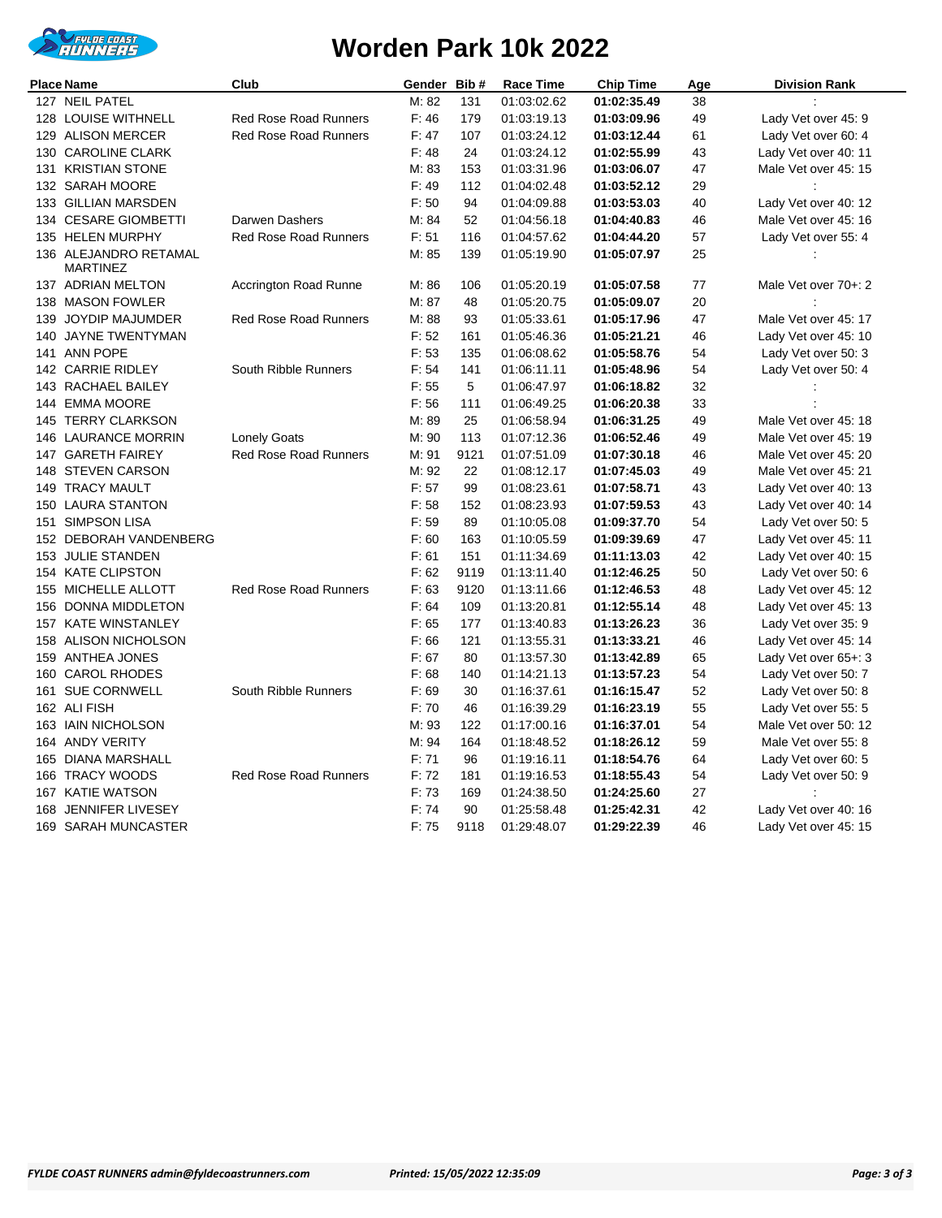# Worden Park 10k 2022

| Place | Name | Club | Gender | Bib # | Race Time | Chip Time | Age | Division Rank |
|---|---|---|---|---|---|---|---|---|
| 127 | NEIL PATEL | | M: 82 | 131 | 01:03:02.62 | **01:02:35.49** | 38 | : |
| 128 | LOUISE WITHNELL | Red Rose Road Runners | F: 46 | 179 | 01:03:19.13 | **01:03:09.96** | 49 | Lady Vet over 45: 9 |
| 129 | ALISON MERCER | Red Rose Road Runners | F: 47 | 107 | 01:03:24.12 | **01:03:12.44** | 61 | Lady Vet over 60: 4 |
| 130 | CAROLINE CLARK | | F: 48 | 24 | 01:03:24.12 | **01:02:55.99** | 43 | Lady Vet over 40: 11 |
| 131 | KRISTIAN STONE | | M: 83 | 153 | 01:03:31.96 | **01:03:06.07** | 47 | Male Vet over 45: 15 |
| 132 | SARAH MOORE | | F: 49 | 112 | 01:04:02.48 | **01:03:52.12** | 29 | : |
| 133 | GILLIAN MARSDEN | | F: 50 | 94 | 01:04:09.88 | **01:03:53.03** | 40 | Lady Vet over 40: 12 |
| 134 | CESARE GIOMBETTI | Darwen Dashers | M: 84 | 52 | 01:04:56.18 | **01:04:40.83** | 46 | Male Vet over 45: 16 |
| 135 | HELEN MURPHY | Red Rose Road Runners | F: 51 | 116 | 01:04:57.62 | **01:04:44.20** | 57 | Lady Vet over 55: 4 |
| 136 | ALEJANDRO RETAMAL MARTINEZ | | M: 85 | 139 | 01:05:19.90 | **01:05:07.97** | 25 | : |
| 137 | ADRIAN MELTON | Accrington Road Runne | M: 86 | 106 | 01:05:20.19 | **01:05:07.58** | 77 | Male Vet over 70+: 2 |
| 138 | MASON FOWLER | | M: 87 | 48 | 01:05:20.75 | **01:05:09.07** | 20 | : |
| 139 | JOYDIP MAJUMDER | Red Rose Road Runners | M: 88 | 93 | 01:05:33.61 | **01:05:17.96** | 47 | Male Vet over 45: 17 |
| 140 | JAYNE TWENTYMAN | | F: 52 | 161 | 01:05:46.36 | **01:05:21.21** | 46 | Lady Vet over 45: 10 |
| 141 | ANN POPE | | F: 53 | 135 | 01:06:08.62 | **01:05:58.76** | 54 | Lady Vet over 50: 3 |
| 142 | CARRIE RIDLEY | South Ribble Runners | F: 54 | 141 | 01:06:11.11 | **01:05:48.96** | 54 | Lady Vet over 50: 4 |
| 143 | RACHAEL BAILEY | | F: 55 | 5 | 01:06:47.97 | **01:06:18.82** | 32 | : |
| 144 | EMMA MOORE | | F: 56 | 111 | 01:06:49.25 | **01:06:20.38** | 33 | : |
| 145 | TERRY CLARKSON | | M: 89 | 25 | 01:06:58.94 | **01:06:31.25** | 49 | Male Vet over 45: 18 |
| 146 | LAURANCE MORRIN | Lonely Goats | M: 90 | 113 | 01:07:12.36 | **01:06:52.46** | 49 | Male Vet over 45: 19 |
| 147 | GARETH FAIREY | Red Rose Road Runners | M: 91 | 9121 | 01:07:51.09 | **01:07:30.18** | 46 | Male Vet over 45: 20 |
| 148 | STEVEN CARSON | | M: 92 | 22 | 01:08:12.17 | **01:07:45.03** | 49 | Male Vet over 45: 21 |
| 149 | TRACY MAULT | | F: 57 | 99 | 01:08:23.61 | **01:07:58.71** | 43 | Lady Vet over 40: 13 |
| 150 | LAURA STANTON | | F: 58 | 152 | 01:08:23.93 | **01:07:59.53** | 43 | Lady Vet over 40: 14 |
| 151 | SIMPSON LISA | | F: 59 | 89 | 01:10:05.08 | **01:09:37.70** | 54 | Lady Vet over 50: 5 |
| 152 | DEBORAH VANDENBERG | | F: 60 | 163 | 01:10:05.59 | **01:09:39.69** | 47 | Lady Vet over 45: 11 |
| 153 | JULIE STANDEN | | F: 61 | 151 | 01:11:34.69 | **01:11:13.03** | 42 | Lady Vet over 40: 15 |
| 154 | KATE CLIPSTON | | F: 62 | 9119 | 01:13:11.40 | **01:12:46.25** | 50 | Lady Vet over 50: 6 |
| 155 | MICHELLE ALLOTT | Red Rose Road Runners | F: 63 | 9120 | 01:13:11.66 | **01:12:46.53** | 48 | Lady Vet over 45: 12 |
| 156 | DONNA MIDDLETON | | F: 64 | 109 | 01:13:20.81 | **01:12:55.14** | 48 | Lady Vet over 45: 13 |
| 157 | KATE WINSTANLEY | | F: 65 | 177 | 01:13:40.83 | **01:13:26.23** | 36 | Lady Vet over 35: 9 |
| 158 | ALISON NICHOLSON | | F: 66 | 121 | 01:13:55.31 | **01:13:33.21** | 46 | Lady Vet over 45: 14 |
| 159 | ANTHEA JONES | | F: 67 | 80 | 01:13:57.30 | **01:13:42.89** | 65 | Lady Vet over 65+: 3 |
| 160 | CAROL RHODES | | F: 68 | 140 | 01:14:21.13 | **01:13:57.23** | 54 | Lady Vet over 50: 7 |
| 161 | SUE CORNWELL | South Ribble Runners | F: 69 | 30 | 01:16:37.61 | **01:16:15.47** | 52 | Lady Vet over 50: 8 |
| 162 | ALI FISH | | F: 70 | 46 | 01:16:39.29 | **01:16:23.19** | 55 | Lady Vet over 55: 5 |
| 163 | IAIN NICHOLSON | | M: 93 | 122 | 01:17:00.16 | **01:16:37.01** | 54 | Male Vet over 50: 12 |
| 164 | ANDY VERITY | | M: 94 | 164 | 01:18:48.52 | **01:18:26.12** | 59 | Male Vet over 55: 8 |
| 165 | DIANA MARSHALL | | F: 71 | 96 | 01:19:16.11 | **01:18:54.76** | 64 | Lady Vet over 60: 5 |
| 166 | TRACY WOODS | Red Rose Road Runners | F: 72 | 181 | 01:19:16.53 | **01:18:55.43** | 54 | Lady Vet over 50: 9 |
| 167 | KATIE WATSON | | F: 73 | 169 | 01:24:38.50 | **01:24:25.60** | 27 | : |
| 168 | JENNIFER LIVESEY | | F: 74 | 90 | 01:25:58.48 | **01:25:42.31** | 42 | Lady Vet over 40: 16 |
| 169 | SARAH MUNCASTER | | F: 75 | 9118 | 01:29:48.07 | **01:29:22.39** | 46 | Lady Vet over 45: 15 |